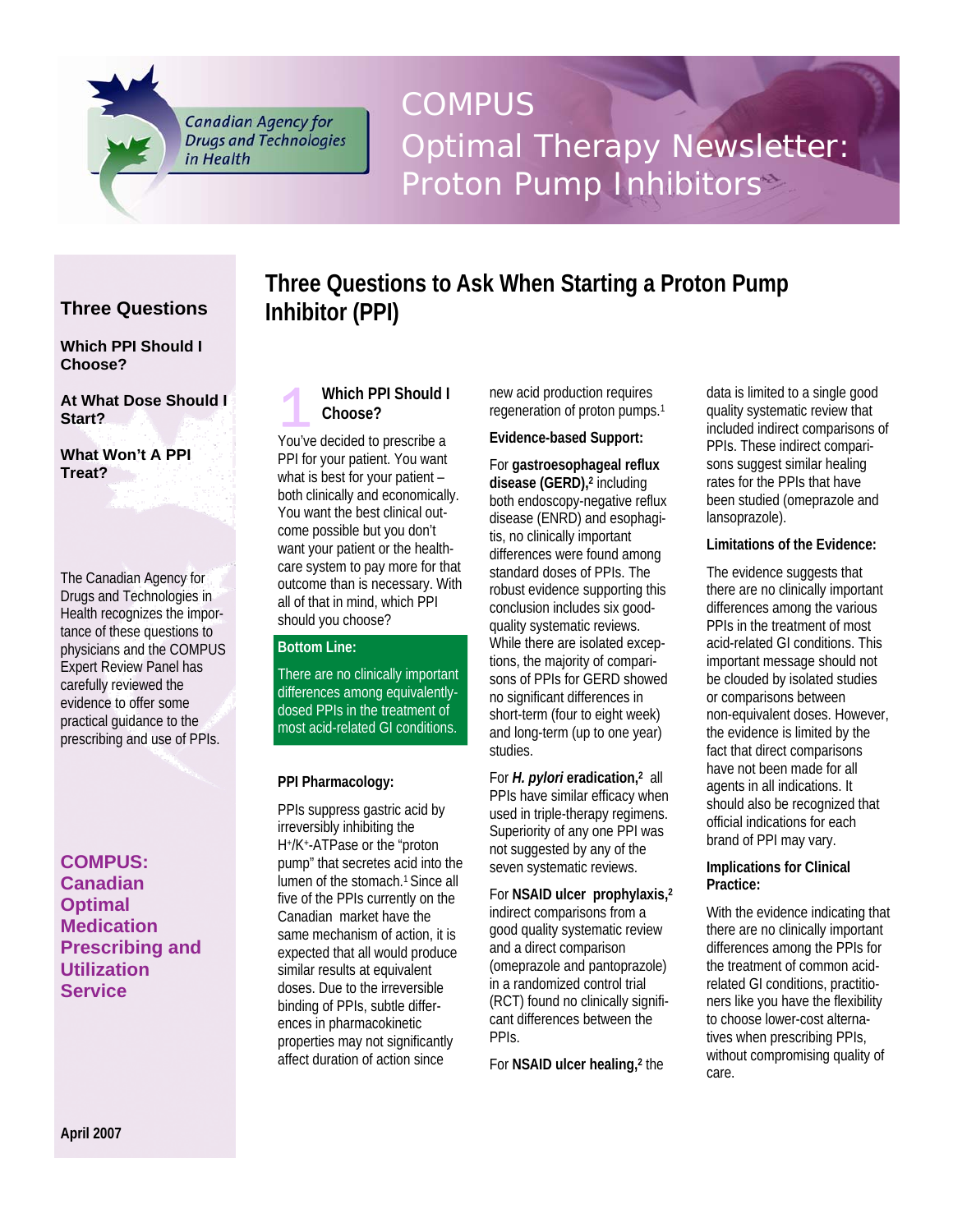Canadian Agency for Drugs and Technologies in Health

# COMPUS Optimal Therapy Newsletter: Proton Pump Inhibitors

**Three Questions**

**Which PPI Should I Choose?**

**At What Dose Should I Start?**

**What Won't A PPI Treat?**

The Canadian Agency for Drugs and Technologies in Health recognizes the importance of these questions to physicians and the COMPUS Expert Review Panel has carefully reviewed the evidence to offer some practical guidance to the prescribing and use of PPIs.

**COMPUS: Canadian Optimal Medication Prescribing and Utilization Service**

**April 2007**

## Three Questions to Ask When Starting a Proton Pump Inhibitor (PPI)

### 1 Which PPI Should I Choose?

You've decided to prescribe a PPI for your patient. You want what is best for your patient – both clinically and economically. You want the best clinical outcome possible but you don't want your patient or the healthcare system to pay more for that outcome than is necessary. With all of that in mind, which PPI should you choose?

**Bottom Line:**

There are no clinically important differences among equivalently-dosed PPIs in the treatment of most acid-related GI conditions.

**PPI Pharmacology:**

PPIs suppress gastric acid by irreversibly inhibiting the $H^+/K^+$-ATPase or the "proton pump" that secretes acid into the lumen of the stomach.[1] Since all five of the PPIs currently on the Canadian market have the same mechanism of action, it is expected that all would produce similar results at equivalent doses. Due to the irreversible binding of PPIs, subtle differences in pharmacokinetic properties may not significantly affect duration of action since new acid production requires regeneration of proton pumps.[1]

**Evidence-based Support:**

For **gastroesophageal reflux disease (GERD),**[2] including both endoscopy-negative reflux disease (ENRD) and esophagitis, no clinically important differences were found among standard doses of PPIs. The robust evidence supporting this conclusion includes six good-quality systematic reviews. While there are isolated exceptions, the majority of comparisons of PPIs for GERD showed no significant differences in short-term (four to eight week) and long-term (up to one year) studies.

For ***H. pylori*** **eradication,**[2] all PPIs have similar efficacy when used in triple-therapy regimens. Superiority of any one PPI was not suggested by any of the seven systematic reviews.

For **NSAID ulcer prophylaxis,**[2] indirect comparisons from a good quality systematic review and a direct comparison (omeprazole and pantoprazole) in a randomized control trial (RCT) found no clinically significant differences between the PPIs.

For **NSAID ulcer healing,**[2] the data is limited to a single good quality systematic review that included indirect comparisons of PPIs. These indirect comparisons suggest similar healing rates for the PPIs that have been studied (omeprazole and lansoprazole).

**Limitations of the Evidence:**

The evidence suggests that there are no clinically important differences among the various PPIs in the treatment of most acid-related GI conditions. This important message should not be clouded by isolated studies or comparisons between non-equivalent doses. However, the evidence is limited by the fact that direct comparisons have not been made for all agents in all indications. It should also be recognized that official indications for each brand of PPI may vary.

**Implications for Clinical Practice:**

With the evidence indicating that there are no clinically important differences among the PPIs for the treatment of common acid-related GI conditions, practitioners like you have the flexibility to choose lower-cost alternatives when prescribing PPIs, without compromising quality of care.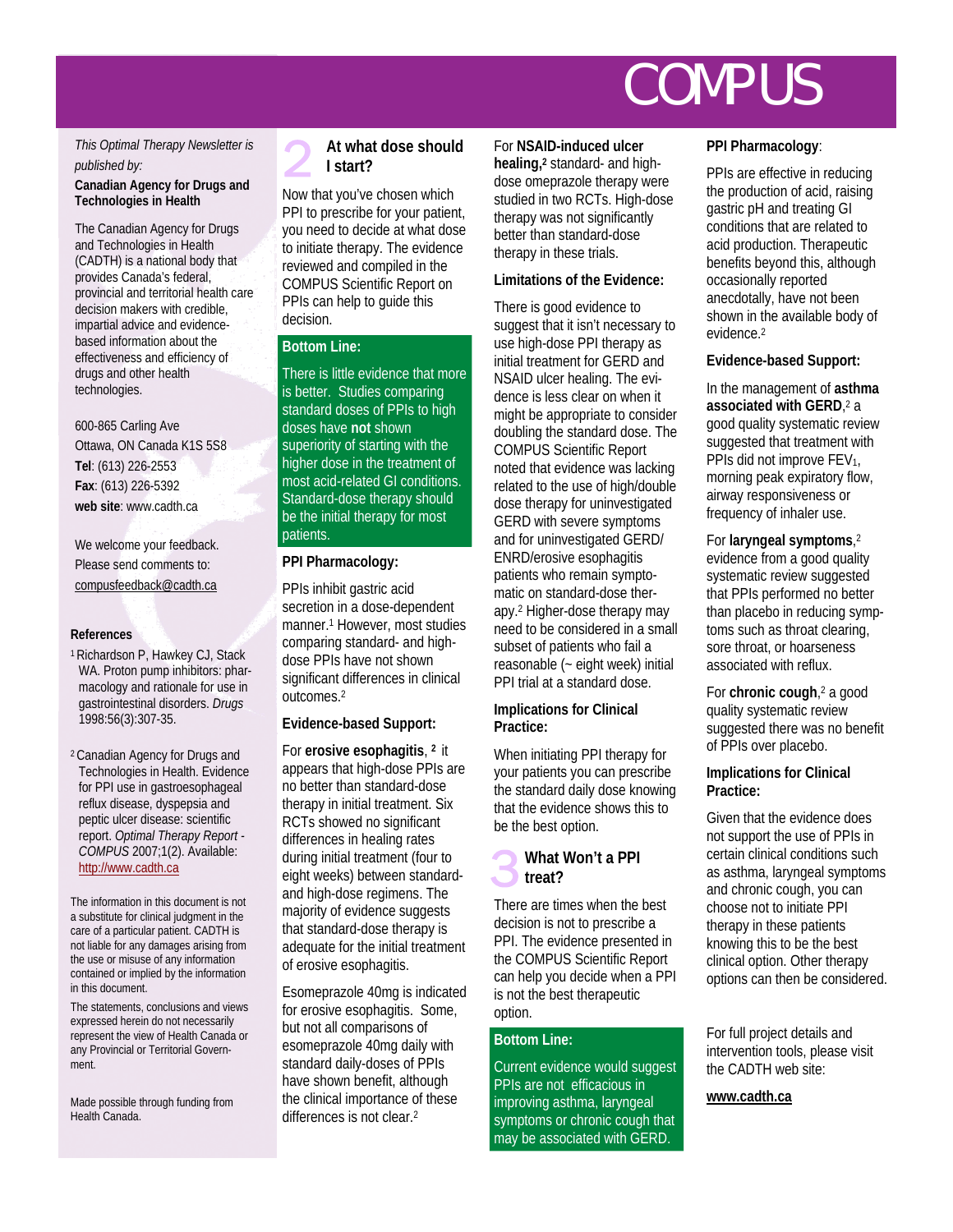# COMPUS

*This Optimal Therapy Newsletter is published by:*

**Canadian Agency for Drugs and Technologies in Health**

The Canadian Agency for Drugs and Technologies in Health (CADTH) is a national body that provides Canada's federal, provincial and territorial health care decision makers with credible, impartial advice and evidence-based information about the effectiveness and efficiency of drugs and other health technologies.

600-865 Carling Ave
Ottawa, ON Canada K1S 5S8
**Tel**: (613) 226-2553
**Fax**: (613) 226-5392
**web site**: www.cadth.ca

We welcome your feedback. Please send comments to: compusfeedback@cadth.ca

**References**

1 Richardson P, Hawkey CJ, Stack WA. Proton pump inhibitors: pharmacology and rationale for use in gastrointestinal disorders. *Drugs* 1998:56(3):307-35.

2 Canadian Agency for Drugs and Technologies in Health. Evidence for PPI use in gastroesophageal reflux disease, dyspepsia and peptic ulcer disease: scientific report. *Optimal Therapy Report - COMPUS* 2007;1(2). Available: http://www.cadth.ca

The information in this document is not a substitute for clinical judgment in the care of a particular patient. CADTH is not liable for any damages arising from the use or misuse of any information contained or implied by the information in this document.

The statements, conclusions and views expressed herein do not necessarily represent the view of Health Canada or any Provincial or Territorial Government.

Made possible through funding from Health Canada.

## 2 At what dose should I start?

Now that you've chosen which PPI to prescribe for your patient, you need to decide at what dose to initiate therapy. The evidence reviewed and compiled in the COMPUS Scientific Report on PPIs can help to guide this decision.

**Bottom Line:**

There is little evidence that more is better. Studies comparing standard doses of PPIs to high doses have **not** shown superiority of starting with the higher dose in the treatment of most acid-related GI conditions. Standard-dose therapy should be the initial therapy for most patients.

**PPI Pharmacology:**

PPIs inhibit gastric acid secretion in a dose-dependent manner.[1] However, most studies comparing standard- and high-dose PPIs have not shown significant differences in clinical outcomes.[2]

**Evidence-based Support:**

For **erosive esophagitis**,[2] it appears that high-dose PPIs are no better than standard-dose therapy in initial treatment. Six RCTs showed no significant differences in healing rates during initial treatment (four to eight weeks) between standard- and high-dose regimens. The majority of evidence suggests that standard-dose therapy is preferable for the initial treatment of erosive esophagitis.

Esomeprazole 40mg is indicated for erosive esophagitis. Some, but not all comparisons of esomeprazole 40mg daily with standard daily-doses of PPIs have shown benefit, although the clinical importance of these differences is not clear.[2]

For **NSAID-induced ulcer healing,**[2] standard- and high-dose omeprazole therapy were studied in two RCTs. High-dose therapy was not significantly better than standard-dose therapy in these trials.

**Limitations of the Evidence:**

There is good evidence to suggest that it isn't necessary to use high-dose PPI therapy as initial treatment for GERD and NSAID ulcer healing. The evidence is less clear on when it might be appropriate to consider doubling the standard dose. The COMPUS Scientific Report noted that evidence was lacking related to the use of high/double dose therapy for uninvestigated GERD with severe symptoms and for uninvestigated GERD/ENRD/erosive esophagitis patients who remain symptomatic on standard-dose therapy.[2] Higher-dose therapy may need to be considered in a small subset of patients who fail a reasonable (~ eight week) initial PPI trial at a standard dose.

**Implications for Clinical Practice:**

When initiating PPI therapy for your patients you can prescribe the standard daily dose knowing that the evidence shows this to be the best option.

## 3 What Won't a PPI treat?

There are times when the best decision is not to prescribe a PPI. The evidence presented in the COMPUS Scientific Report can help you decide when a PPI is not the best therapeutic option.

**Bottom Line:**

Current evidence would suggest PPIs are not efficacious in improving asthma, laryngeal symptoms or chronic cough that may be associated with GERD.

**PPI Pharmacology**:

PPIs are effective in reducing the production of acid, raising gastric pH and treating GI conditions that are related to acid production. Therapeutic benefits beyond this, although occasionally reported anecdotally, have not been shown in the available body of evidence.[2]

**Evidence-based Support:**

In the management of **asthma associated with GERD**,[2] a good quality systematic review suggested that treatment with PPIs did not improve $FEV_1$, morning peak expiratory flow, airway responsiveness or frequency of inhaler use.

For **laryngeal symptoms**,[2] evidence from a good quality systematic review suggested that PPIs performed no better than placebo in reducing symptoms such as throat clearing, sore throat, or hoarseness associated with reflux.

For **chronic cough**,[2] a good quality systematic review suggested there was no benefit of PPIs over placebo.

**Implications for Clinical Practice:**

Given that the evidence does not support the use of PPIs in certain clinical conditions such as asthma, laryngeal symptoms and chronic cough, you can choose not to initiate PPI therapy in these patients knowing this to be the best clinical option. Other therapy options can then be considered.

For full project details and intervention tools, please visit the CADTH web site:

**www.cadth.ca**